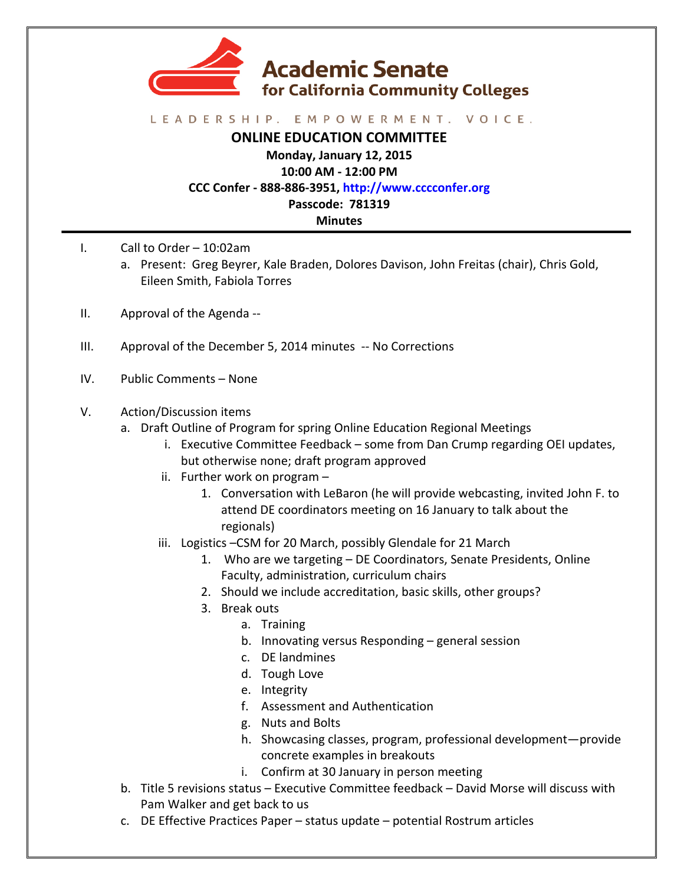# Academic Senate for California Community Colleges

LEADERSHIP. EMPOWERMENT. VOICE.

## ONLINE EDUCATION COMMITTEE

**Monday, January 12, 2015**
**10:00 AM - 12:00 PM**
**CCC Confer - 888-886-3951, http://www.cccconfer.org**
**Passcode: 781319**
**Minutes**

I. Call to Order – 10:02am
   a. Present: Greg Beyrer, Kale Braden, Dolores Davison, John Freitas (chair), Chris Gold, Eileen Smith, Fabiola Torres

II. Approval of the Agenda --

III. Approval of the December 5, 2014 minutes -- No Corrections

IV. Public Comments – None

V. Action/Discussion items
   a. Draft Outline of Program for spring Online Education Regional Meetings
      i. Executive Committee Feedback – some from Dan Crump regarding OEI updates, but otherwise none; draft program approved
      ii. Further work on program –
         1. Conversation with LeBaron (he will provide webcasting, invited John F. to attend DE coordinators meeting on 16 January to talk about the regionals)
      iii. Logistics –CSM for 20 March, possibly Glendale for 21 March
         1. Who are we targeting – DE Coordinators, Senate Presidents, Online Faculty, administration, curriculum chairs
         2. Should we include accreditation, basic skills, other groups?
         3. Break outs
            a. Training
            b. Innovating versus Responding – general session
            c. DE landmines
            d. Tough Love
            e. Integrity
            f. Assessment and Authentication
            g. Nuts and Bolts
            h. Showcasing classes, program, professional development—provide concrete examples in breakouts
            i. Confirm at 30 January in person meeting
   b. Title 5 revisions status – Executive Committee feedback – David Morse will discuss with Pam Walker and get back to us
   c. DE Effective Practices Paper – status update – potential Rostrum articles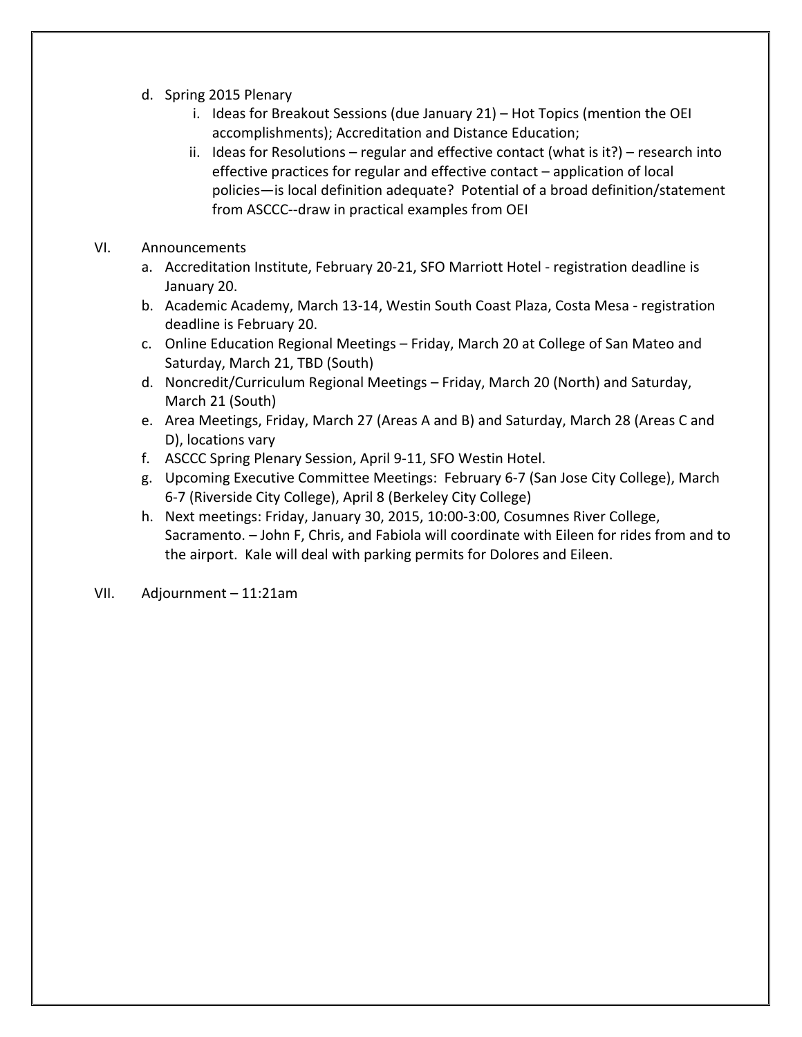d. Spring 2015 Plenary
   i. Ideas for Breakout Sessions (due January 21) – Hot Topics (mention the OEI accomplishments); Accreditation and Distance Education;
   ii. Ideas for Resolutions – regular and effective contact (what is it?) – research into effective practices for regular and effective contact – application of local policies—is local definition adequate? Potential of a broad definition/statement from ASCCC--draw in practical examples from OEI

VI. Announcements

a. Accreditation Institute, February 20-21, SFO Marriott Hotel - registration deadline is January 20.
b. Academic Academy, March 13-14, Westin South Coast Plaza, Costa Mesa - registration deadline is February 20.
c. Online Education Regional Meetings – Friday, March 20 at College of San Mateo and Saturday, March 21, TBD (South)
d. Noncredit/Curriculum Regional Meetings – Friday, March 20 (North) and Saturday, March 21 (South)
e. Area Meetings, Friday, March 27 (Areas A and B) and Saturday, March 28 (Areas C and D), locations vary
f. ASCCC Spring Plenary Session, April 9-11, SFO Westin Hotel.
g. Upcoming Executive Committee Meetings: February 6-7 (San Jose City College), March 6-7 (Riverside City College), April 8 (Berkeley City College)
h. Next meetings: Friday, January 30, 2015, 10:00-3:00, Cosumnes River College, Sacramento. – John F, Chris, and Fabiola will coordinate with Eileen for rides from and to the airport. Kale will deal with parking permits for Dolores and Eileen.

VII. Adjournment – 11:21am